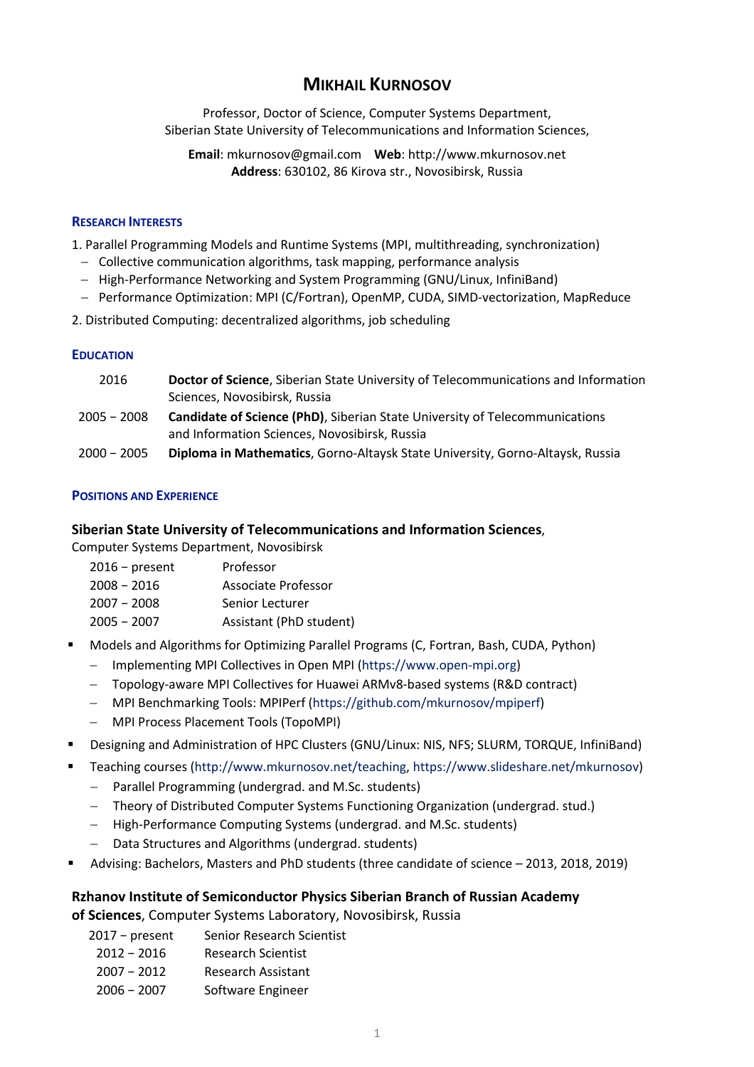# Mikhail Kurnosov

Professor, Doctor of Science, Computer Systems Department,
Siberian State University of Telecommunications and Information Sciences,

**Email**: mkurnosov@gmail.com **Web**: http://www.mkurnosov.net
**Address**: 630102, 86 Kirova str., Novosibirsk, Russia

## Research Interests

1. Parallel Programming Models and Runtime Systems (MPI, multithreading, synchronization)
   - Collective communication algorithms, task mapping, performance analysis
   - High-Performance Networking and System Programming (GNU/Linux, InfiniBand)
   - Performance Optimization: MPI (C/Fortran), OpenMP, CUDA, SIMD-vectorization, MapReduce
2. Distributed Computing: decentralized algorithms, job scheduling

## Education

| | |
|---|---|
| 2016 | **Doctor of Science**, Siberian State University of Telecommunications and Information Sciences, Novosibirsk, Russia |
| 2005 – 2008 | **Candidate of Science (PhD)**, Siberian State University of Telecommunications and Information Sciences, Novosibirsk, Russia |
| 2000 – 2005 | **Diploma in Mathematics**, Gorno-Altaysk State University, Gorno-Altaysk, Russia |

## Positions and Experience

### Siberian State University of Telecommunications and Information Sciences, Computer Systems Department, Novosibirsk

| | |
|---|---|
| 2016 – present | Professor |
| 2008 – 2016 | Associate Professor |
| 2007 – 2008 | Senior Lecturer |
| 2005 – 2007 | Assistant (PhD student) |

- Models and Algorithms for Optimizing Parallel Programs (C, Fortran, Bash, CUDA, Python)
  - Implementing MPI Collectives in Open MPI (https://www.open-mpi.org)
  - Topology-aware MPI Collectives for Huawei ARMv8-based systems (R&D contract)
  - MPI Benchmarking Tools: MPIPerf (https://github.com/mkurnosov/mpiperf)
  - MPI Process Placement Tools (TopoMPI)
- Designing and Administration of HPC Clusters (GNU/Linux: NIS, NFS; SLURM, TORQUE, InfiniBand)
- Teaching courses (http://www.mkurnosov.net/teaching, https://www.slideshare.net/mkurnosov)
  - Parallel Programming (undergrad. and M.Sc. students)
  - Theory of Distributed Computer Systems Functioning Organization (undergrad. stud.)
  - High-Performance Computing Systems (undergrad. and M.Sc. students)
  - Data Structures and Algorithms (undergrad. students)
- Advising: Bachelors, Masters and PhD students (three candidate of science – 2013, 2018, 2019)

### Rzhanov Institute of Semiconductor Physics Siberian Branch of Russian Academy of Sciences, Computer Systems Laboratory, Novosibirsk, Russia

| | |
|---|---|
| 2017 – present | Senior Research Scientist |
| 2012 – 2016 | Research Scientist |
| 2007 – 2012 | Research Assistant |
| 2006 – 2007 | Software Engineer |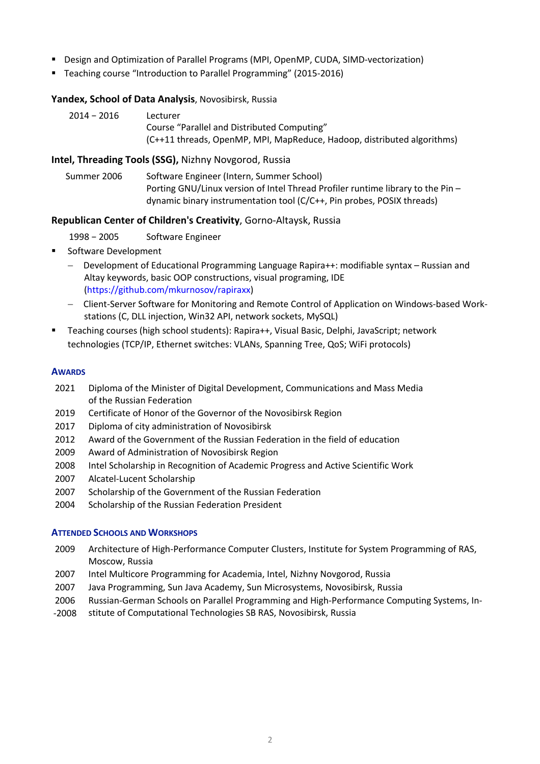- Design and Optimization of Parallel Programs (MPI, OpenMP, CUDA, SIMD-vectorization)
- Teaching course "Introduction to Parallel Programming" (2015-2016)

**Yandex, School of Data Analysis**, Novosibirsk, Russia

2014 – 2016 Lecturer
Course "Parallel and Distributed Computing"
(C++11 threads, OpenMP, MPI, MapReduce, Hadoop, distributed algorithms)

**Intel, Threading Tools (SSG),** Nizhny Novgorod, Russia

Summer 2006 Software Engineer (Intern, Summer School)
Porting GNU/Linux version of Intel Thread Profiler runtime library to the Pin – dynamic binary instrumentation tool (C/C++, Pin probes, POSIX threads)

**Republican Center of Children's Creativity**, Gorno-Altaysk, Russia

1998 – 2005 Software Engineer

- Software Development
  - Development of Educational Programming Language Rapira++: modifiable syntax – Russian and Altay keywords, basic OOP constructions, visual programing, IDE (https://github.com/mkurnosov/rapiraxx)
  - Client-Server Software for Monitoring and Remote Control of Application on Windows-based Workstations (C, DLL injection, Win32 API, network sockets, MySQL)
- Teaching courses (high school students): Rapira++, Visual Basic, Delphi, JavaScript; network technologies (TCP/IP, Ethernet switches: VLANs, Spanning Tree, QoS; WiFi protocols)

## Awards

- 2021 Diploma of the Minister of Digital Development, Communications and Mass Media of the Russian Federation
- 2019 Certificate of Honor of the Governor of the Novosibirsk Region
- 2017 Diploma of city administration of Novosibirsk
- 2012 Award of the Government of the Russian Federation in the field of education
- 2009 Award of Administration of Novosibirsk Region
- 2008 Intel Scholarship in Recognition of Academic Progress and Active Scientific Work
- 2007 Alcatel-Lucent Scholarship
- 2007 Scholarship of the Government of the Russian Federation
- 2004 Scholarship of the Russian Federation President

## Attended Schools and Workshops

- 2009 Architecture of High-Performance Computer Clusters, Institute for System Programming of RAS, Moscow, Russia
- 2007 Intel Multicore Programming for Academia, Intel, Nizhny Novgorod, Russia
- 2007 Java Programming, Sun Java Academy, Sun Microsystems, Novosibirsk, Russia
- 2006-2008 Russian-German Schools on Parallel Programming and High-Performance Computing Systems, Institute of Computational Technologies SB RAS, Novosibirsk, Russia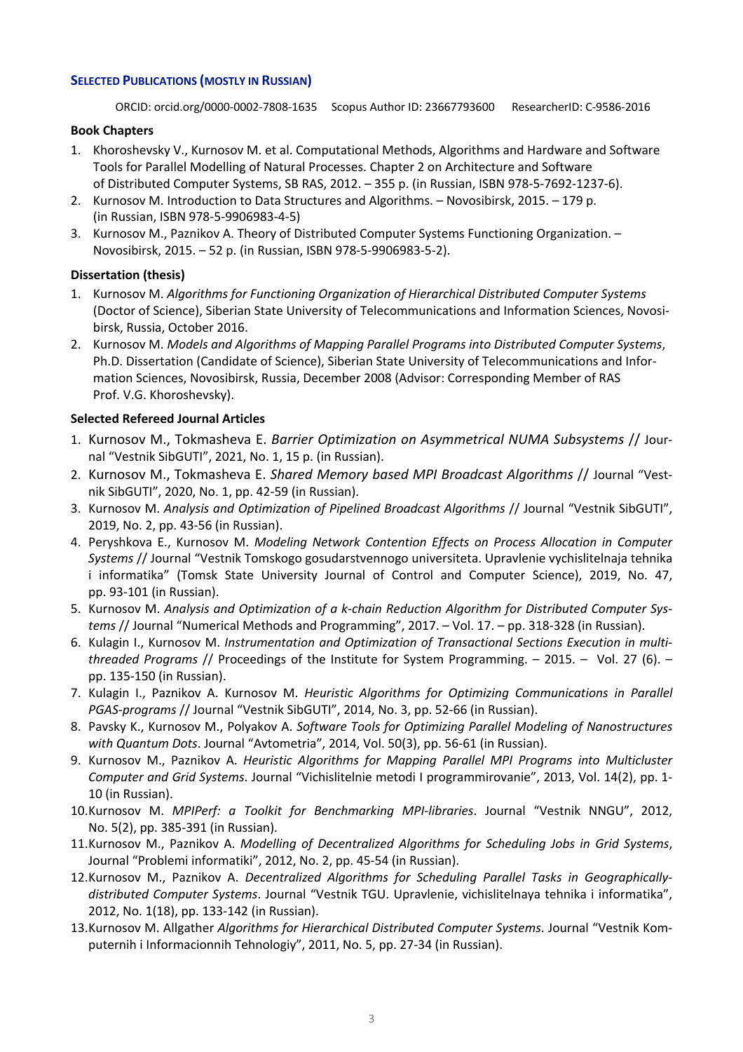## SELECTED PUBLICATIONS (MOSTLY IN RUSSIAN)

ORCID: orcid.org/0000-0002-7808-1635  Scopus Author ID: 23667793600  ResearcherID: C-9586-2016

### Book Chapters

1. Khoroshevsky V., Kurnosov M. et al. Computational Methods, Algorithms and Hardware and Software Tools for Parallel Modelling of Natural Processes. Chapter 2 on Architecture and Software of Distributed Computer Systems, SB RAS, 2012. – 355 p. (in Russian, ISBN 978-5-7692-1237-6).
2. Kurnosov M. Introduction to Data Structures and Algorithms. – Novosibirsk, 2015. – 179 p. (in Russian, ISBN 978-5-9906983-4-5)
3. Kurnosov M., Paznikov A. Theory of Distributed Computer Systems Functioning Organization. – Novosibirsk, 2015. – 52 p. (in Russian, ISBN 978-5-9906983-5-2).

### Dissertation (thesis)

1. Kurnosov M. *Algorithms for Functioning Organization of Hierarchical Distributed Computer Systems* (Doctor of Science), Siberian State University of Telecommunications and Information Sciences, Novosibirsk, Russia, October 2016.
2. Kurnosov M. *Models and Algorithms of Mapping Parallel Programs into Distributed Computer Systems*, Ph.D. Dissertation (Candidate of Science), Siberian State University of Telecommunications and Information Sciences, Novosibirsk, Russia, December 2008 (Advisor: Corresponding Member of RAS Prof. V.G. Khoroshevsky).

### Selected Refereed Journal Articles

1. Kurnosov M., Tokmasheva E. *Barrier Optimization on Asymmetrical NUMA Subsystems* // Journal "Vestnik SibGUTI", 2021, No. 1, 15 p. (in Russian).
2. Kurnosov M., Tokmasheva E. *Shared Memory based MPI Broadcast Algorithms* // Journal "Vestnik SibGUTI", 2020, No. 1, pp. 42-59 (in Russian).
3. Kurnosov M. *Analysis and Optimization of Pipelined Broadcast Algorithms* // Journal "Vestnik SibGUTI", 2019, No. 2, pp. 43-56 (in Russian).
4. Peryshkova E., Kurnosov M. *Modeling Network Contention Effects on Process Allocation in Computer Systems* // Journal "Vestnik Tomskogo gosudarstvennogo universiteta. Upravlenie vychislitelnaja tehnika i informatika" (Tomsk State University Journal of Control and Computer Science), 2019, No. 47, pp. 93-101 (in Russian).
5. Kurnosov M. *Analysis and Optimization of a k-chain Reduction Algorithm for Distributed Computer Systems* // Journal "Numerical Methods and Programming", 2017. – Vol. 17. – pp. 318-328 (in Russian).
6. Kulagin I., Kurnosov M. *Instrumentation and Optimization of Transactional Sections Execution in multithreaded Programs* // Proceedings of the Institute for System Programming. – 2015. – Vol. 27 (6). – pp. 135-150 (in Russian).
7. Kulagin I., Paznikov A. Kurnosov M. *Heuristic Algorithms for Optimizing Communications in Parallel PGAS-programs* // Journal "Vestnik SibGUTI", 2014, No. 3, pp. 52-66 (in Russian).
8. Pavsky K., Kurnosov M., Polyakov A. *Software Tools for Optimizing Parallel Modeling of Nanostructures with Quantum Dots*. Journal "Avtometria", 2014, Vol. 50(3), pp. 56-61 (in Russian).
9. Kurnosov M., Paznikov A. *Heuristic Algorithms for Mapping Parallel MPI Programs into Multicluster Computer and Grid Systems*. Journal "Vichislitelnie metodi I programmirovanie", 2013, Vol. 14(2), pp. 1-10 (in Russian).
10. Kurnosov M. *MPIPerf: a Toolkit for Benchmarking MPI-libraries*. Journal "Vestnik NNGU", 2012, No. 5(2), pp. 385-391 (in Russian).
11. Kurnosov M., Paznikov A. *Modelling of Decentralized Algorithms for Scheduling Jobs in Grid Systems*, Journal "Problemi informatiki", 2012, No. 2, pp. 45-54 (in Russian).
12. Kurnosov M., Paznikov A. *Decentralized Algorithms for Scheduling Parallel Tasks in Geographically-distributed Computer Systems*. Journal "Vestnik TGU. Upravlenie, vichislitelnaya tehnika i informatika", 2012, No. 1(18), pp. 133-142 (in Russian).
13. Kurnosov M. Allgather *Algorithms for Hierarchical Distributed Computer Systems*. Journal "Vestnik Komputernih i Informacionnih Tehnologiy", 2011, No. 5, pp. 27-34 (in Russian).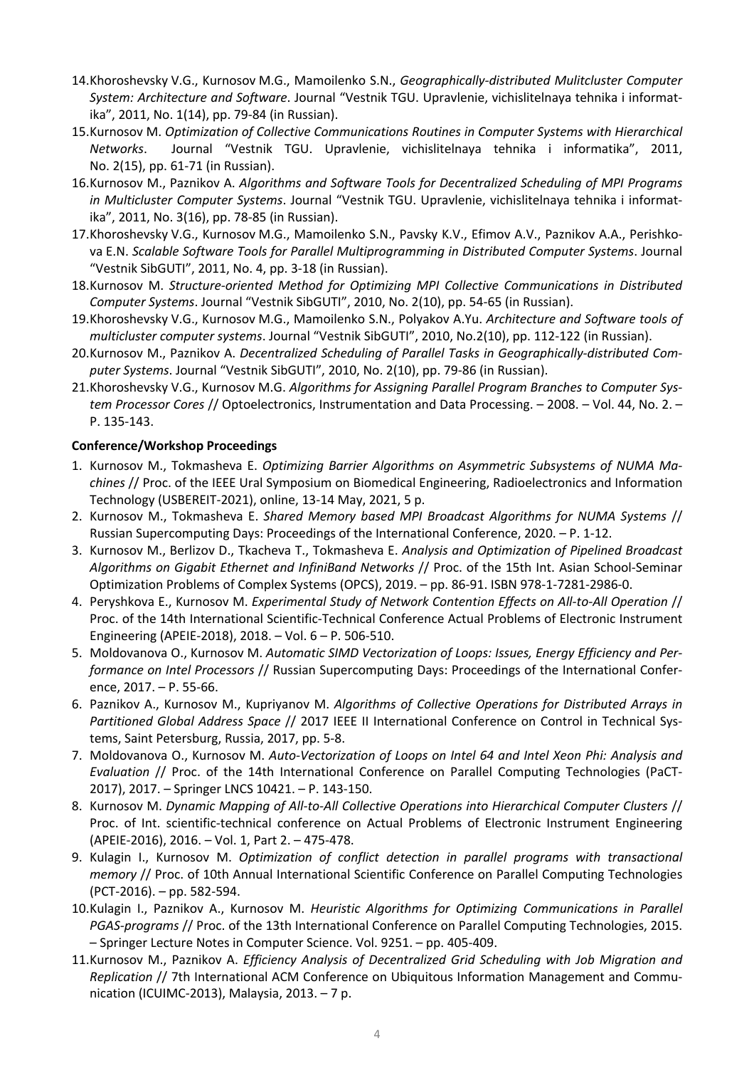14. Khoroshevsky V.G., Kurnosov M.G., Mamoilenko S.N., *Geographically-distributed Mulitcluster Computer System: Architecture and Software*. Journal "Vestnik TGU. Upravlenie, vichislitelnaya tehnika i informatika", 2011, No. 1(14), pp. 79-84 (in Russian).
15. Kurnosov M. *Optimization of Collective Communications Routines in Computer Systems with Hierarchical Networks*. Journal "Vestnik TGU. Upravlenie, vichislitelnaya tehnika i informatika", 2011, No. 2(15), pp. 61-71 (in Russian).
16. Kurnosov M., Paznikov A. *Algorithms and Software Tools for Decentralized Scheduling of MPI Programs in Multicluster Computer Systems*. Journal "Vestnik TGU. Upravlenie, vichislitelnaya tehnika i informatika", 2011, No. 3(16), pp. 78-85 (in Russian).
17. Khoroshevsky V.G., Kurnosov M.G., Mamoilenko S.N., Pavsky K.V., Efimov A.V., Paznikov A.A., Perishkova E.N. *Scalable Software Tools for Parallel Multiprogramming in Distributed Computer Systems*. Journal "Vestnik SibGUTI", 2011, No. 4, pp. 3-18 (in Russian).
18. Kurnosov M. *Structure-oriented Method for Optimizing MPI Collective Communications in Distributed Computer Systems*. Journal "Vestnik SibGUTI", 2010, No. 2(10), pp. 54-65 (in Russian).
19. Khoroshevsky V.G., Kurnosov M.G., Mamoilenko S.N., Polyakov A.Yu. *Architecture and Software tools of multicluster computer systems*. Journal "Vestnik SibGUTI", 2010, No.2(10), pp. 112-122 (in Russian).
20. Kurnosov M., Paznikov A. *Decentralized Scheduling of Parallel Tasks in Geographically-distributed Computer Systems*. Journal "Vestnik SibGUTI", 2010, No. 2(10), pp. 79-86 (in Russian).
21. Khoroshevsky V.G., Kurnosov M.G. *Algorithms for Assigning Parallel Program Branches to Computer System Processor Cores* // Optoelectronics, Instrumentation and Data Processing. – 2008. – Vol. 44, No. 2. – P. 135-143.

**Conference/Workshop Proceedings**

1. Kurnosov M., Tokmasheva E. *Optimizing Barrier Algorithms on Asymmetric Subsystems of NUMA Machines* // Proc. of the IEEE Ural Symposium on Biomedical Engineering, Radioelectronics and Information Technology (USBEREIT-2021), online, 13-14 May, 2021, 5 p.
2. Kurnosov M., Tokmasheva E. *Shared Memory based MPI Broadcast Algorithms for NUMA Systems* // Russian Supercomputing Days: Proceedings of the International Conference, 2020. – P. 1-12.
3. Kurnosov M., Berlizov D., Tkacheva T., Tokmasheva E. *Analysis and Optimization of Pipelined Broadcast Algorithms on Gigabit Ethernet and InfiniBand Networks* // Proc. of the 15th Int. Asian School-Seminar Optimization Problems of Complex Systems (OPCS), 2019. – pp. 86-91. ISBN 978-1-7281-2986-0.
4. Peryshkova E., Kurnosov M. *Experimental Study of Network Contention Effects on All-to-All Operation* // Proc. of the 14th International Scientific-Technical Conference Actual Problems of Electronic Instrument Engineering (APEIE-2018), 2018. – Vol. 6 – P. 506-510.
5. Moldovanova O., Kurnosov M. *Automatic SIMD Vectorization of Loops: Issues, Energy Efficiency and Performance on Intel Processors* // Russian Supercomputing Days: Proceedings of the International Conference, 2017. – P. 55-66.
6. Paznikov A., Kurnosov M., Kupriyanov M. *Algorithms of Collective Operations for Distributed Arrays in Partitioned Global Address Space* // 2017 IEEE II International Conference on Control in Technical Systems, Saint Petersburg, Russia, 2017, pp. 5-8.
7. Moldovanova O., Kurnosov M. *Auto-Vectorization of Loops on Intel 64 and Intel Xeon Phi: Analysis and Evaluation* // Proc. of the 14th International Conference on Parallel Computing Technologies (PaCT-2017), 2017. – Springer LNCS 10421. – P. 143-150.
8. Kurnosov M. *Dynamic Mapping of All-to-All Collective Operations into Hierarchical Computer Clusters* // Proc. of Int. scientific-technical conference on Actual Problems of Electronic Instrument Engineering (APEIE-2016), 2016. – Vol. 1, Part 2. – 475-478.
9. Kulagin I., Kurnosov M. *Optimization of conflict detection in parallel programs with transactional memory* // Proc. of 10th Annual International Scientific Conference on Parallel Computing Technologies (PCT-2016). – pp. 582-594.
10. Kulagin I., Paznikov A., Kurnosov M. *Heuristic Algorithms for Optimizing Communications in Parallel PGAS-programs* // Proc. of the 13th International Conference on Parallel Computing Technologies, 2015. – Springer Lecture Notes in Computer Science. Vol. 9251. – pp. 405-409.
11. Kurnosov M., Paznikov A. *Efficiency Analysis of Decentralized Grid Scheduling with Job Migration and Replication* // 7th International ACM Conference on Ubiquitous Information Management and Communication (ICUIMC-2013), Malaysia, 2013. – 7 p.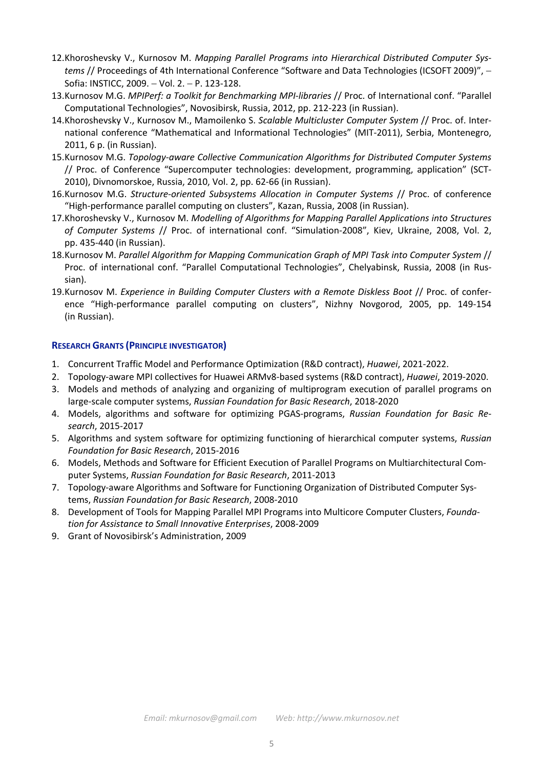12. Khoroshevsky V., Kurnosov M. *Mapping Parallel Programs into Hierarchical Distributed Computer Systems* // Proceedings of 4th International Conference “Software and Data Technologies (ICSOFT 2009)”, – Sofia: INSTICC, 2009. – Vol. 2. – P. 123-128.
13. Kurnosov M.G. *MPIPerf: a Toolkit for Benchmarking MPI-libraries* // Proc. of International conf. “Parallel Computational Technologies”, Novosibirsk, Russia, 2012, pp. 212-223 (in Russian).
14. Khoroshevsky V., Kurnosov M., Mamoilenko S. *Scalable Multicluster Computer System* // Proc. of. International conference “Mathematical and Informational Technologies” (MIT-2011), Serbia, Montenegro, 2011, 6 p. (in Russian).
15. Kurnosov M.G. *Topology-aware Collective Communication Algorithms for Distributed Computer Systems* // Proc. of Conference “Supercomputer technologies: development, programming, application” (SCT-2010), Divnomorskoe, Russia, 2010, Vol. 2, pp. 62-66 (in Russian).
16. Kurnosov M.G. *Structure-oriented Subsystems Allocation in Computer Systems* // Proc. of conference “High-performance parallel computing on clusters”, Kazan, Russia, 2008 (in Russian).
17. Khoroshevsky V., Kurnosov M. *Modelling of Algorithms for Mapping Parallel Applications into Structures of Computer Systems* // Proc. of international conf. “Simulation-2008”, Kiev, Ukraine, 2008, Vol. 2, pp. 435-440 (in Russian).
18. Kurnosov M. *Parallel Algorithm for Mapping Communication Graph of MPI Task into Computer System* // Proc. of international conf. “Parallel Computational Technologies”, Chelyabinsk, Russia, 2008 (in Russian).
19. Kurnosov M. *Experience in Building Computer Clusters with a Remote Diskless Boot* // Proc. of conference “High-performance parallel computing on clusters”, Nizhny Novgorod, 2005, pp. 149-154 (in Russian).

## RESEARCH GRANTS (PRINCIPLE INVESTIGATOR)

1. Concurrent Traffic Model and Performance Optimization (R&D contract), *Huawei*, 2021-2022.
2. Topology-aware MPI collectives for Huawei ARMv8-based systems (R&D contract), *Huawei*, 2019-2020.
3. Models and methods of analyzing and organizing of multiprogram execution of parallel programs on large-scale computer systems, *Russian Foundation for Basic Research*, 2018-2020
4. Models, algorithms and software for optimizing PGAS-programs, *Russian Foundation for Basic Research*, 2015-2017
5. Algorithms and system software for optimizing functioning of hierarchical computer systems, *Russian Foundation for Basic Research*, 2015-2016
6. Models, Methods and Software for Efficient Execution of Parallel Programs on Multiarchitectural Computer Systems, *Russian Foundation for Basic Research*, 2011-2013
7. Topology-aware Algorithms and Software for Functioning Organization of Distributed Computer Systems, *Russian Foundation for Basic Research*, 2008-2010
8. Development of Tools for Mapping Parallel MPI Programs into Multicore Computer Clusters, *Foundation for Assistance to Small Innovative Enterprises*, 2008-2009
9. Grant of Novosibirsk’s Administration, 2009